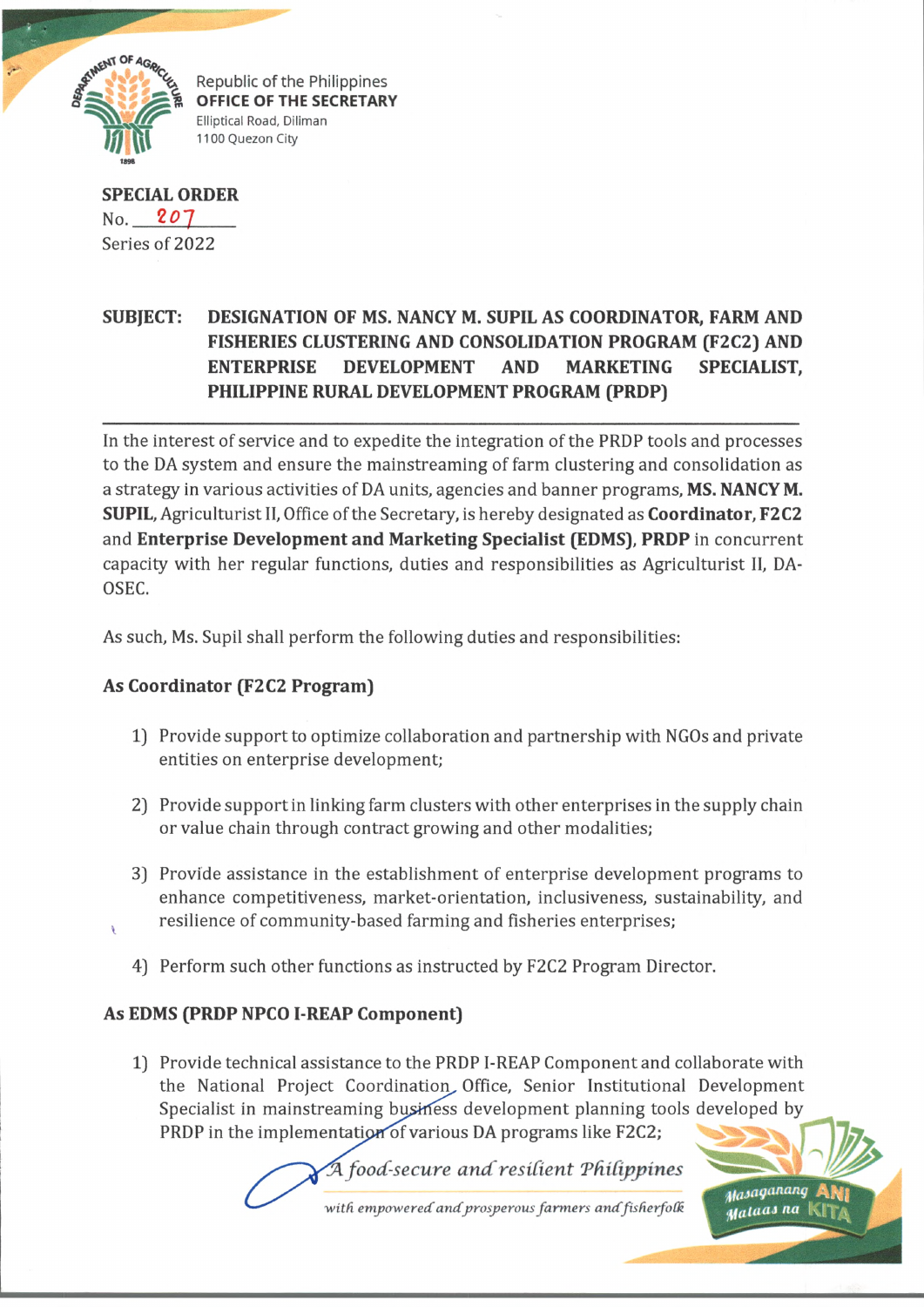Republic of the Philippines
**OFFICE OF THE SECRETARY**
Elliptical Road, Diliman
1100 Quezon City

**SPECIAL ORDER**
No. 207
Series of 2022

**SUBJECT: DESIGNATION OF MS. NANCY M. SUPIL AS COORDINATOR, FARM AND FISHERIES CLUSTERING AND CONSOLIDATION PROGRAM (F2C2) AND ENTERPRISE DEVELOPMENT AND MARKETING SPECIALIST, PHILIPPINE RURAL DEVELOPMENT PROGRAM (PRDP)**

---

In the interest of service and to expedite the integration of the PRDP tools and processes to the DA system and ensure the mainstreaming of farm clustering and consolidation as a strategy in various activities of DA units, agencies and banner programs, **MS. NANCY M. SUPIL**, Agriculturist II, Office of the Secretary, is hereby designated as **Coordinator, F2C2** and **Enterprise Development and Marketing Specialist (EDMS), PRDP** in concurrent capacity with her regular functions, duties and responsibilities as Agriculturist II, DA-OSEC.

As such, Ms. Supil shall perform the following duties and responsibilities:

### As Coordinator (F2C2 Program)

1) Provide support to optimize collaboration and partnership with NGOs and private entities on enterprise development;

2) Provide support in linking farm clusters with other enterprises in the supply chain or value chain through contract growing and other modalities;

3) Provide assistance in the establishment of enterprise development programs to enhance competitiveness, market-orientation, inclusiveness, sustainability, and resilience of community-based farming and fisheries enterprises;

4) Perform such other functions as instructed by F2C2 Program Director.

### As EDMS (PRDP NPCO I-REAP Component)

1) Provide technical assistance to the PRDP I-REAP Component and collaborate with the National Project Coordination Office, Senior Institutional Development Specialist in mainstreaming business development planning tools developed by PRDP in the implementation of various DA programs like F2C2;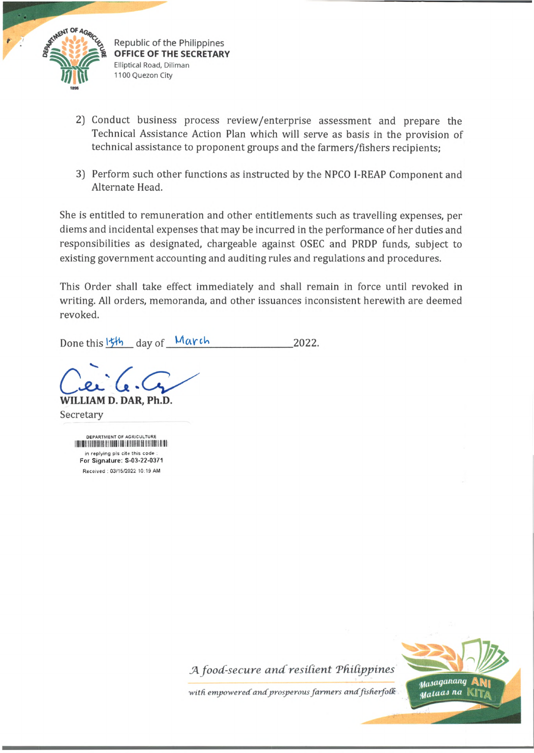Republic of the Philippines
**OFFICE OF THE SECRETARY**
Elliptical Road, Diliman
1100 Quezon City

2) Conduct business process review/enterprise assessment and prepare the Technical Assistance Action Plan which will serve as basis in the provision of technical assistance to proponent groups and the farmers/fishers recipients;

3) Perform such other functions as instructed by the NPCO I-REAP Component and Alternate Head.

She is entitled to remuneration and other entitlements such as travelling expenses, per diems and incidental expenses that may be incurred in the performance of her duties and responsibilities as designated, chargeable against OSEC and PRDP funds, subject to existing government accounting and auditing rules and regulations and procedures.

This Order shall take effect immediately and shall remain in force until revoked in writing. All orders, memoranda, and other issuances inconsistent herewith are deemed revoked.

Done this 15th day of March 2022.

**WILLIAM D. DAR, Ph.D.**
Secretary

DEPARTMENT OF AGRICULTURE
in replying pls cite this code :
For Signature: S-03-22-0371
Received : 03/15/2022 10:19 AM

*A food-secure and resilient Philippines with empowered and prosperous farmers and fisherfolk*

Masaganang ANI Mataas na KITA